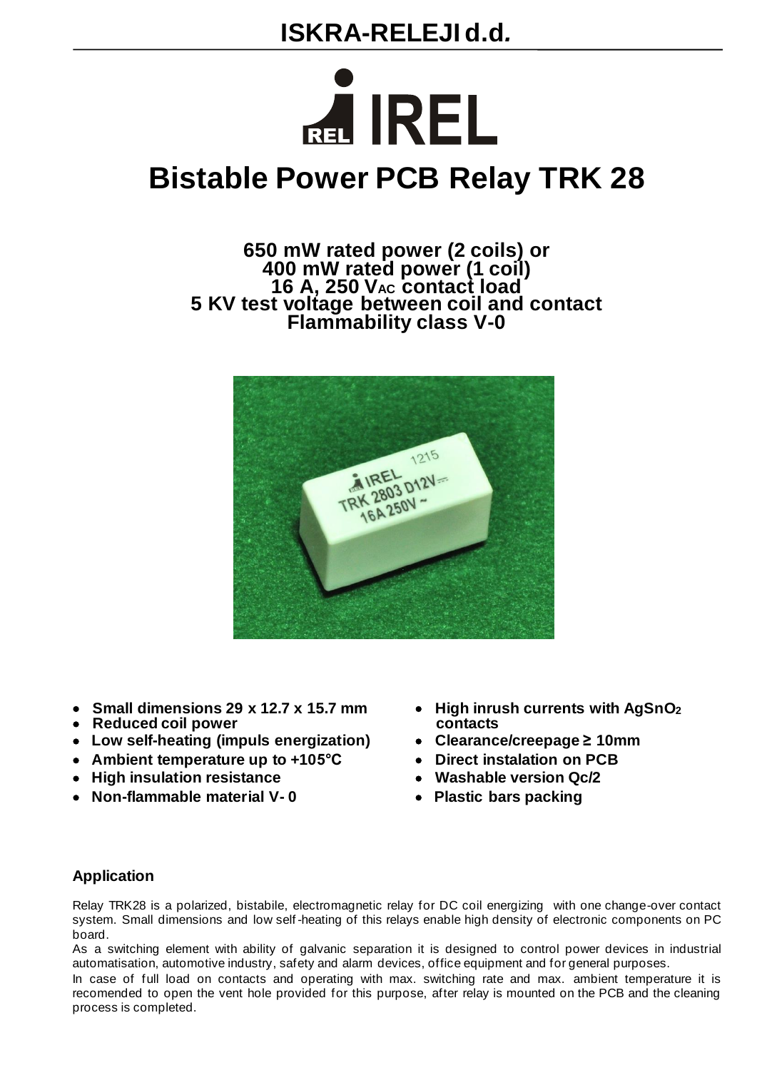# ISKRA-RELEJI d.d.

# Bistable Power PCB Relay TRK 28

**650 mW rated power (2 coils) or**
**400 mW rated power (1 coil)**
**16 A, 250 $V_{AC}$ contact load**
**5 KV test voltage between coil and contact**
**Flammability class V-0**

- **Small dimensions 29 x 12.7 x 15.7 mm**
- **Reduced coil power**
- **Low self-heating (impuls energization)**
- **Ambient temperature up to +105°C**
- **High insulation resistance**
- **Non-flammable material V- 0**
- **High inrush currents with $AgSnO_2$ contacts**
- **Clearance/creepage ≥ 10mm**
- **Direct instalation on PCB**
- **Washable version Qc/2**
- **Plastic bars packing**

## Application

Relay TRK28 is a polarized, bistabile, electromagnetic relay for DC coil energizing with one change-over contact system. Small dimensions and low self-heating of this relays enable high density of electronic components on PC board.

As a switching element with ability of galvanic separation it is designed to control power devices in industrial automatisation, automotive industry, safety and alarm devices, office equipment and for general purposes.

In case of full load on contacts and operating with max. switching rate and max. ambient temperature it is recomended to open the vent hole provided for this purpose, after relay is mounted on the PCB and the cleaning process is completed.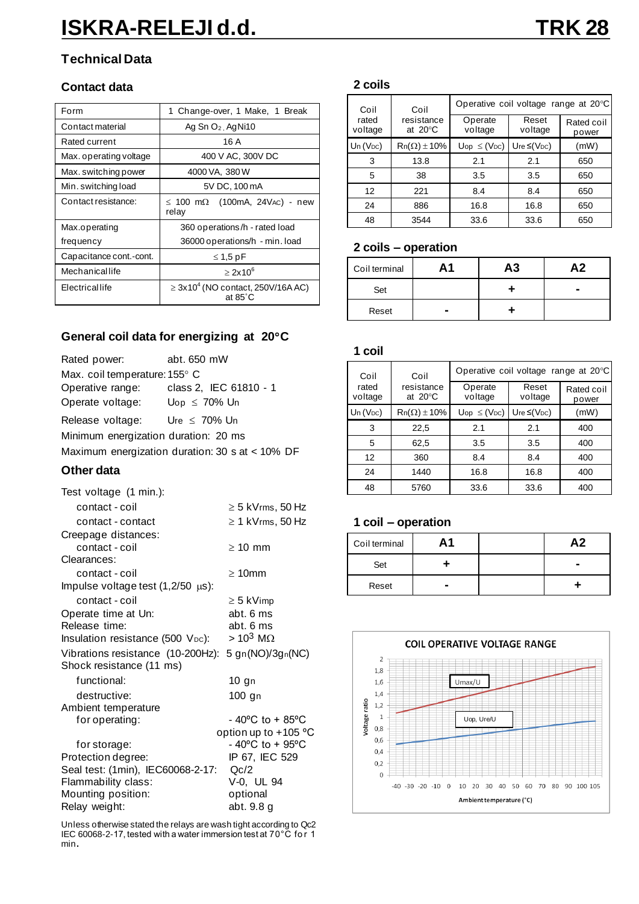# ISKRA-RELEJI d.d. — TRK 28

## Technical Data

### Contact data

| Form | 1 Change-over, 1 Make, 1 Break |
|---|---|
| Contact material | Ag Sn $O_2$, AgNi10 |
| Rated current | 16 A |
| Max. operating voltage | 400 V AC, 300V DC |
| Max. switching power | 4000 VA, 380 W |
| Min. switching load | 5V DC, 100 mA |
| Contact resistance: | ≤ 100 mΩ (100mA, 24VAC) - new relay |
| Max.operating frequency | 360 operations/h - rated load<br>36000 operations/h - min. load |
| Capacitance cont.-cont. | ≤ 1,5 pF |
| Mechanical life | ≥ $2x10^6$ |
| Electrical life | ≥ $3x10^4$ (NO contact, 250V/16A AC) at 85°C |

### General coil data for energizing at 20°C

Rated power: abt. 650 mW
Max. coil temperature: 155° C
Operative range: class 2, IEC 61810 - 1
Operate voltage: $U_{op}$ ≤ 70% $U_n$
Release voltage: $U_{re}$ ≤ 70% $U_n$
Minimum energization duration: 20 ms
Maximum energization duration: 30 s at < 10% DF

### Other data

Test voltage (1 min.):
- contact - coil: ≥ 5 kVrms, 50 Hz
- contact - contact: ≥ 1 kVrms, 50 Hz

Creepage distances:
- contact - coil: ≥ 10 mm

Clearances:
- contact - coil: ≥ 10mm

Impulse voltage test (1,2/50 µs):
- contact - coil: ≥ 5 kVimp

Operate time at Un: abt. 6 ms
Release time: abt. 6 ms
Insulation resistance (500 $V_{DC}$): > $10^3$ MΩ
Vibrations resistance (10-200Hz): 5 $g_n$(NO)/3$g_n$(NC)
Shock resistance (11 ms)
- functional: 10 $g_n$
- destructive: 100 $g_n$

Ambient temperature
- for operating: - 40ºC to + 85ºC, option up to +105 ºC
- for storage: - 40ºC to + 95ºC

Protection degree: IP 67, IEC 529
Seal test: (1min), IEC60068-2-17: Qc/2
Flammability class: V-0, UL 94
Mounting position: optional
Relay weight: abt. 9.8 g

Unless otherwise stated the relays are wash tight according to Qc2 IEC 60068-2-17, tested with a water immersion test at 70°C for 1 min.

### 2 coils

| Coil rated voltage | Coil resistance at 20°C | Operative coil voltage range at 20°C | | |
|---|---|---|---|---|
| | | Operate voltage | Reset voltage | Rated coil power |
| $U_n$ ($V_{DC}$) | $R_n$(Ω) ± 10% | $U_{op}$ ≤ ($V_{DC}$) | $U_{re}$ ≤ ($V_{DC}$) | (mW) |
| 3 | 13.8 | 2.1 | 2.1 | 650 |
| 5 | 38 | 3.5 | 3.5 | 650 |
| 12 | 221 | 8.4 | 8.4 | 650 |
| 24 | 886 | 16.8 | 16.8 | 650 |
| 48 | 3544 | 33.6 | 33.6 | 650 |

### 2 coils – operation

| Coil terminal | A1 | A3 | A2 |
|---|---|---|---|
| Set | | + | - |
| Reset | - | + | |

### 1 coil

| Coil rated voltage | Coil resistance at 20°C | Operative coil voltage range at 20°C | | |
|---|---|---|---|---|
| | | Operate voltage | Reset voltage | Rated coil power |
| $U_n$ ($V_{DC}$) | $R_n$(Ω) ± 10% | $U_{op}$ ≤ ($V_{DC}$) | $U_{re}$ ≤ ($V_{DC}$) | (mW) |
| 3 | 22,5 | 2.1 | 2.1 | 400 |
| 5 | 62,5 | 3.5 | 3.5 | 400 |
| 12 | 360 | 8.4 | 8.4 | 400 |
| 24 | 1440 | 16.8 | 16.8 | 400 |
| 48 | 5760 | 33.6 | 33.6 | 400 |

### 1 coil – operation

| Coil terminal | A1 | | A2 |
|---|---|---|---|
| Set | + | | - |
| Reset | - | | + |

COIL OPERATIVE VOLTAGE RANGE

(Chart: Voltage ratio vs. Ambient temperature (°C), -40 to 105; curves Umax/U and Uop, Ure/U)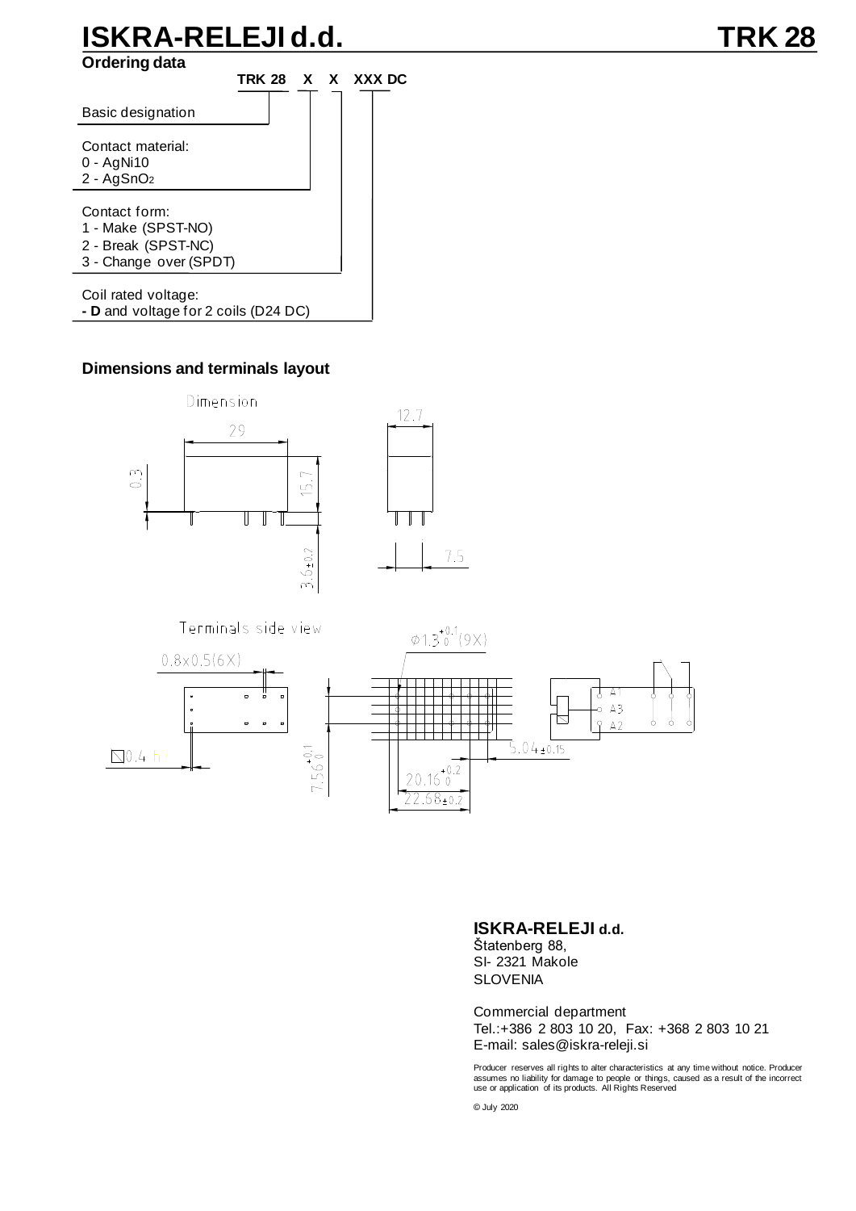## Ordering data

**TRK 28 X X XXX DC**

Basic designation

Contact material:
0 - AgNi10
2 - $AgSnO_2$

Contact form:
1 - Make (SPST-NO)
2 - Break (SPST-NC)
3 - Change over (SPDT)

Coil rated voltage:
**- D** and voltage for 2 coils (D24 DC)

## Dimensions and terminals layout

Dimension

29

12.7

0.3

15.7

$3.6_{\pm 0.2}$

7.5

Terminals side view

0.8x0.5(6X)

$\varnothing 1.3^{+0.1}_{0}$ (9X)

0.4

$7.56^{+0.1}_{0}$

$5.04_{\pm 0.15}$

$20.16^{+0.2}_{0}$

$22.68_{\pm 0.2}$

A1

A3

A2

**ISKRA-RELEJI d.d.**
Štatenberg 88,
SI- 2321 Makole
SLOVENIA

Commercial department
Tel.:+386 2 803 10 20, Fax: +368 2 803 10 21
E-mail: sales@iskra-releji.si

Producer reserves all rights to alter characteristics at any time without notice. Producer assumes no liability for damage to people or things, caused as a result of the incorrect use or application of its products. All Rights Reserved

© July 2020